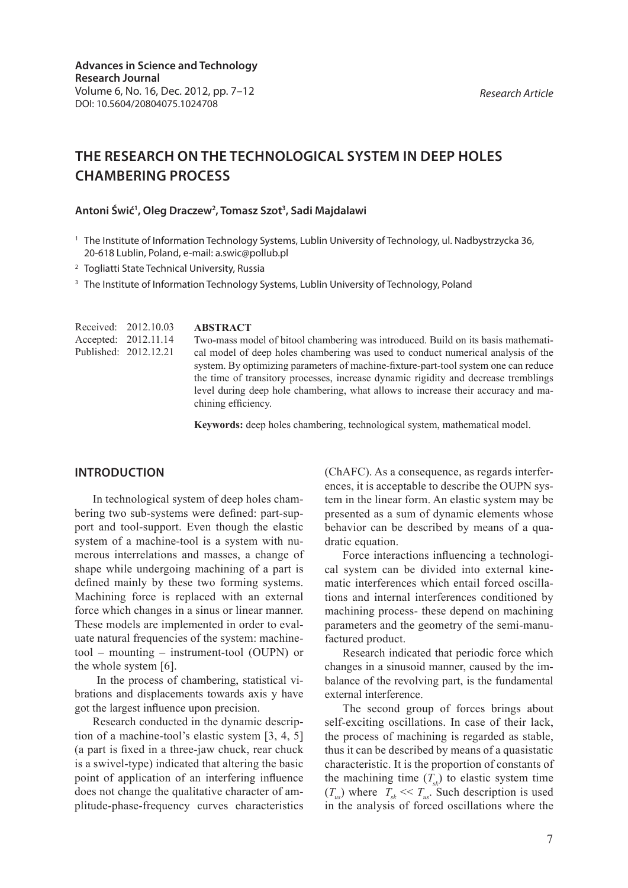# THE RESEARCH ON THE TECHNOLOGICAL SYSTEM IN DEEP HOLES CHAMBERING PROCESS

**Antoni Świć[1], Oleg Draczew[2], Tomasz Szot[3], Sadi Majdalawi**

[1] The Institute of Information Technology Systems, Lublin University of Technology, ul. Nadbystrzycka 36, 20-618 Lublin, Poland, e-mail: a.swic@pollub.pl

[2] Togliatti State Technical University, Russia

[3] The Institute of Information Technology Systems, Lublin University of Technology, Poland

Received: 2012.10.03
Accepted: 2012.11.14
Published: 2012.12.21

**ABSTRACT**

Two-mass model of bitool chambering was introduced. Build on its basis mathematical model of deep holes chambering was used to conduct numerical analysis of the system. By optimizing parameters of machine-fixture-part-tool system one can reduce the time of transitory processes, increase dynamic rigidity and decrease tremblings level during deep hole chambering, what allows to increase their accuracy and machining efficiency.

**Keywords:** deep holes chambering, technological system, mathematical model.

## INTRODUCTION

In technological system of deep holes chambering two sub-systems were defined: part-support and tool-support. Even though the elastic system of a machine-tool is a system with numerous interrelations and masses, a change of shape while undergoing machining of a part is defined mainly by these two forming systems. Machining force is replaced with an external force which changes in a sinus or linear manner. These models are implemented in order to evaluate natural frequencies of the system: machine-tool – mounting – instrument-tool (OUPN) or the whole system [6].

In the process of chambering, statistical vibrations and displacements towards axis y have got the largest influence upon precision.

Research conducted in the dynamic description of a machine-tool's elastic system [3, 4, 5] (a part is fixed in a three-jaw chuck, rear chuck is a swivel-type) indicated that altering the basic point of application of an interfering influence does not change the qualitative character of amplitude-phase-frequency curves characteristics (ChAFC). As a consequence, as regards interferences, it is acceptable to describe the OUPN system in the linear form. An elastic system may be presented as a sum of dynamic elements whose behavior can be described by means of a quadratic equation.

Force interactions influencing a technological system can be divided into external kinematic interferences which entail forced oscillations and internal interferences conditioned by machining process- these depend on machining parameters and the geometry of the semi-manufactured product.

Research indicated that periodic force which changes in a sinusoid manner, caused by the imbalance of the revolving part, is the fundamental external interference.

The second group of forces brings about self-exciting oscillations. In case of their lack, the process of machining is regarded as stable, thus it can be described by means of a quasistatic characteristic. It is the proportion of constants of the machining time ($T_{sk}$) to elastic system time ($T_{us}$) where $T_{sk} << T_{us}$. Such description is used in the analysis of forced oscillations where the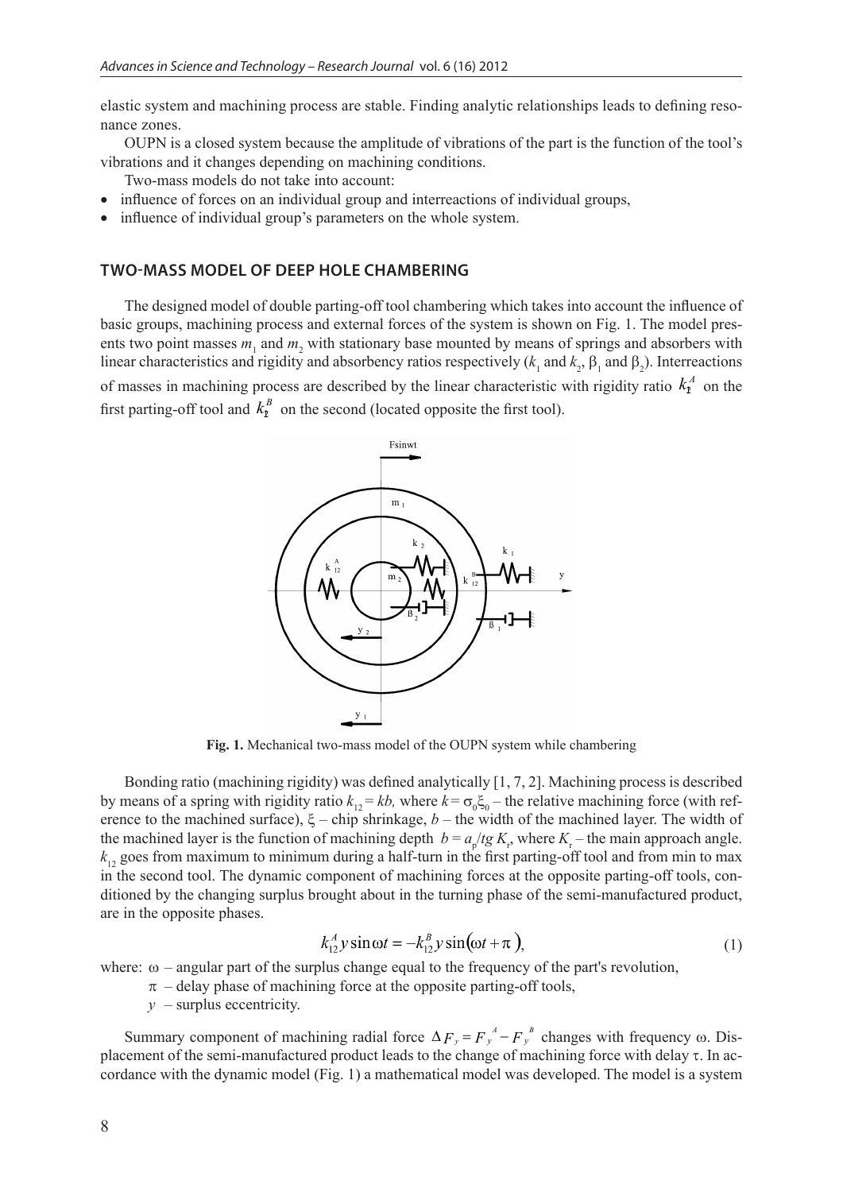elastic system and machining process are stable. Finding analytic relationships leads to defining resonance zones.

OUPN is a closed system because the amplitude of vibrations of the part is the function of the tool's vibrations and it changes depending on machining conditions.

Two-mass models do not take into account:

- influence of forces on an individual group and interreactions of individual groups,
- influence of individual group's parameters on the whole system.

## TWO-MASS MODEL OF DEEP HOLE CHAMBERING

The designed model of double parting-off tool chambering which takes into account the influence of basic groups, machining process and external forces of the system is shown on Fig. 1. The model presents two point masses $m_1$ and $m_2$ with stationary base mounted by means of springs and absorbers with linear characteristics and rigidity and absorbency ratios respectively ($k_1$ and $k_2$, $\beta_1$ and $\beta_2$). Interreactions of masses in machining process are described by the linear characteristic with rigidity ratio $k_{12}^A$ on the first parting-off tool and $k_{12}^B$ on the second (located opposite the first tool).

**Fig. 1.** Mechanical two-mass model of the OUPN system while chambering

Bonding ratio (machining rigidity) was defined analytically [1, 7, 2]. Machining process is described by means of a spring with rigidity ratio $k_{12} = kb$, where $k = \sigma_0\xi_0$ – the relative machining force (with reference to the machined surface), $\xi$ – chip shrinkage, $b$ – the width of the machined layer. The width of the machined layer is the function of machining depth $b = a_p/tg\, K_r$, where $K_r$ – the main approach angle. $k_{12}$ goes from maximum to minimum during a half-turn in the first parting-off tool and from min to max in the second tool. The dynamic component of machining forces at the opposite parting-off tools, conditioned by the changing surplus brought about in the turning phase of the semi-manufactured product, are in the opposite phases.

$$k_{12}^A y \sin \omega t = -k_{12}^B y \sin(\omega t + \pi), \tag{1}$$

where: $\omega$ – angular part of the surplus change equal to the frequency of the part's revolution,

$\pi$ – delay phase of machining force at the opposite parting-off tools,

$y$ – surplus eccentricity.

Summary component of machining radial force $\Delta F_y = F_y^{\,A} - F_y^{\,B}$ changes with frequency $\omega$. Displacement of the semi-manufactured product leads to the change of machining force with delay $\tau$. In accordance with the dynamic model (Fig. 1) a mathematical model was developed. The model is a system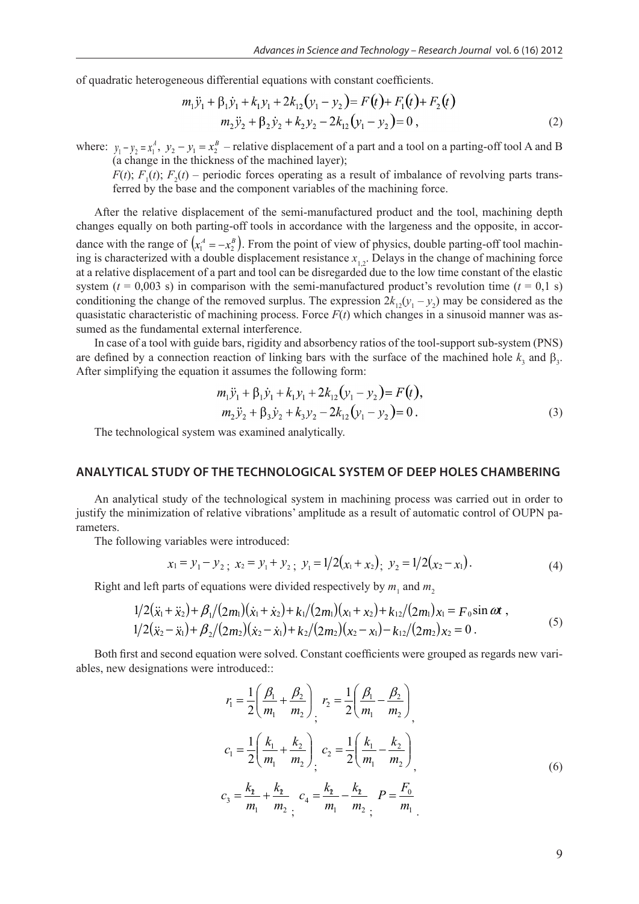of quadratic heterogeneous differential equations with constant coefficients.

$$m_1\ddot{y}_1 + \beta_1\dot{y}_1 + k_1 y_1 + 2k_{12}(y_1 - y_2) = F(t) + F_1(t) + F_2(t)$$
$$m_2\ddot{y}_2 + \beta_2\dot{y}_2 + k_2 y_2 - 2k_{12}(y_1 - y_2) = 0\,, \tag{2}$$

where: $y_1 - y_2 = x_1^A$, $y_2 - y_1 = x_2^B$ – relative displacement of a part and a tool on a parting-off tool A and B (a change in the thickness of the machined layer);

$F(t)$; $F_1(t)$; $F_2(t)$ – periodic forces operating as a result of imbalance of revolving parts transferred by the base and the component variables of the machining force.

After the relative displacement of the semi-manufactured product and the tool, machining depth changes equally on both parting-off tools in accordance with the largeness and the opposite, in accordance with the range of $(x_1^A = -x_2^B)$. From the point of view of physics, double parting-off tool machining is characterized with a double displacement resistance $x_{1,2}$. Delays in the change of machining force at a relative displacement of a part and tool can be disregarded due to the low time constant of the elastic system ($t$ = 0,003 s) in comparison with the semi-manufactured product's revolution time ($t$ = 0,1 s) conditioning the change of the removed surplus. The expression $2k_{12}(y_1 - y_2)$ may be considered as the quasistatic characteristic of machining process. Force $F(t)$ which changes in a sinusoid manner was assumed as the fundamental external interference.

In case of a tool with guide bars, rigidity and absorbency ratios of the tool-support sub-system (PNS) are defined by a connection reaction of linking bars with the surface of the machined hole $k_3$ and $\beta_3$. After simplifying the equation it assumes the following form:

$$m_1\ddot{y}_1 + \beta_1\dot{y}_1 + k_1 y_1 + 2k_{12}(y_1 - y_2) = F(t),$$
$$m_2\ddot{y}_2 + \beta_3\dot{y}_2 + k_3 y_2 - 2k_{12}(y_1 - y_2) = 0\,. \tag{3}$$

The technological system was examined analytically.

## ANALYTICAL STUDY OF THE TECHNOLOGICAL SYSTEM OF DEEP HOLES CHAMBERING

An analytical study of the technological system in machining process was carried out in order to justify the minimization of relative vibrations' amplitude as a result of automatic control of OUPN parameters.

The following variables were introduced:

$$x_1 = y_1 - y_2\,;\ x_2 = y_1 + y_2\,;\ y_1 = 1/2(x_1 + x_2)\,;\ y_2 = 1/2(x_2 - x_1)\,. \tag{4}$$

Right and left parts of equations were divided respectively by $m_1$ and $m_2$

$$1/2(\ddot{x}_1 + \ddot{x}_2) + \beta_1/(2m_1)(\dot{x}_1 + \dot{x}_2) + k_1/(2m_1)(x_1 + x_2) + k_{12}/(2m_1)x_1 = F_0 \sin \omega t\,,$$
$$1/2(\ddot{x}_2 - \ddot{x}_1) + \beta_2/(2m_2)(\dot{x}_2 - \dot{x}_1) + k_2/(2m_2)(x_2 - x_1) - k_{12}/(2m_2)x_2 = 0\,. \tag{5}$$

Both first and second equation were solved. Constant coefficients were grouped as regards new variables, new designations were introduced::

$$r_1 = \frac{1}{2}\left(\frac{\beta_1}{m_1} + \frac{\beta_2}{m_2}\right);\quad r_2 = \frac{1}{2}\left(\frac{\beta_1}{m_1} - \frac{\beta_2}{m_2}\right),$$
$$c_1 = \frac{1}{2}\left(\frac{k_1}{m_1} + \frac{k_2}{m_2}\right);\quad c_2 = \frac{1}{2}\left(\frac{k_1}{m_1} - \frac{k_2}{m_2}\right),$$
$$c_3 = \frac{k_{12}}{m_1} + \frac{k_{12}}{m_2};\quad c_4 = \frac{k_{12}}{m_1} - \frac{k_{12}}{m_2};\quad P = \frac{F_0}{m_1}\,. \tag{6}$$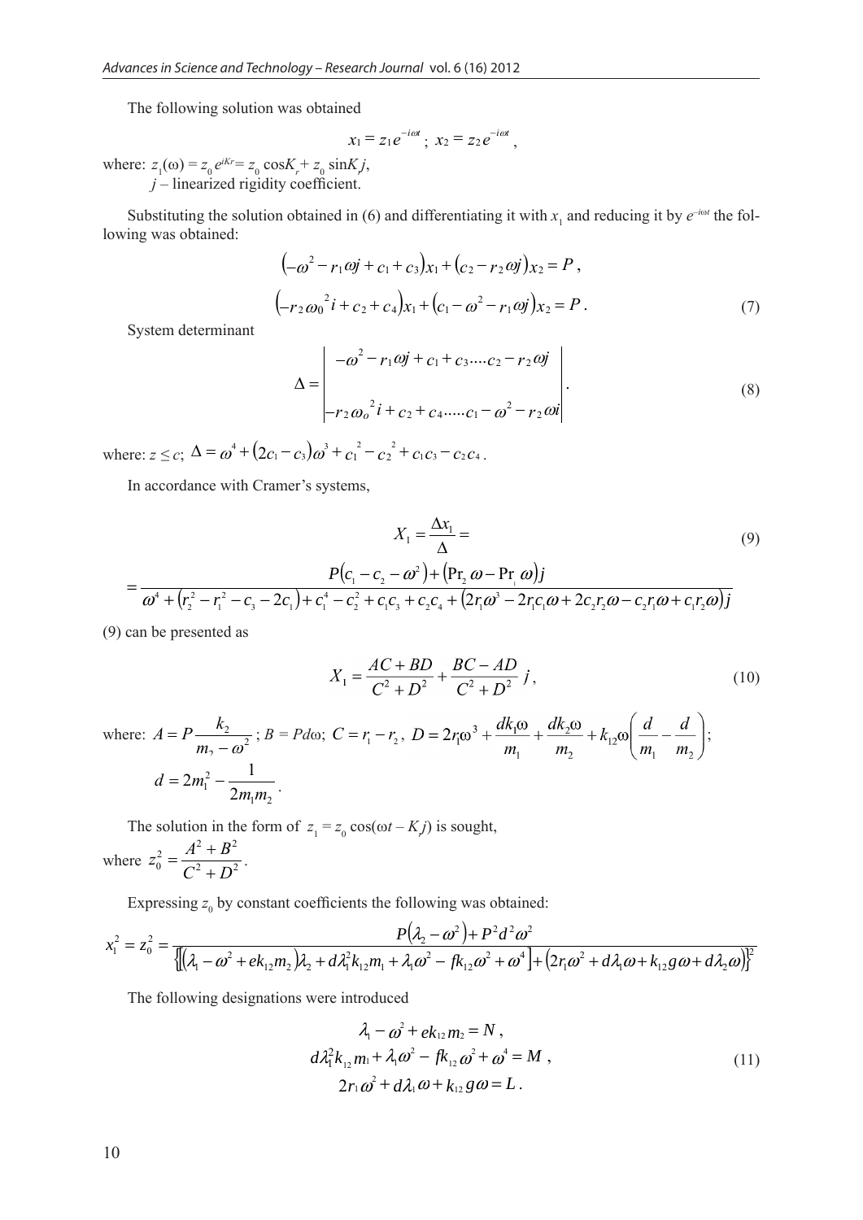The following solution was obtained

$$x_1 = z_1 e^{-i\omega t};\ x_2 = z_2 e^{-i\omega t},$$

where: $z_1(\omega) = z_0 e^{iKr} = z_0 \cos K_r + z_0 \sin K_r j$,
$j$ – linearized rigidity coefficient.

Substituting the solution obtained in (6) and differentiating it with $x_1$ and reducing it by $e^{-i\omega t}$ the following was obtained:

$$\left(-\omega^2 - r_1\omega j + c_1 + c_3\right)x_1 + \left(c_2 - r_2\omega j\right)x_2 = P,$$

$$\left(-r_2\omega_0^{\ 2} i + c_2 + c_4\right)x_1 + \left(c_1 - \omega^2 - r_1\omega j\right)x_2 = P. \tag{7}$$

System determinant

$$\Delta = \begin{vmatrix} -\omega^2 - r_1\omega j + c_1 + c_3 \ldots\ c_2 - r_2\omega j \\ \\ -r_2\omega_o^{\ 2} i + c_2 + c_4 \ldots\ c_1 - \omega^2 - r_2\omega i \end{vmatrix}. \tag{8}$$

where: $z \le c$; $\Delta = \omega^4 + \left(2c_1 - c_3\right)\omega^3 + c_1^{\ 2} - c_2^{\ 2} + c_1c_3 - c_2c_4$.

In accordance with Cramer's systems,

$$X_1 = \frac{\Delta x_1}{\Delta} = \tag{9}$$

$$= \frac{P\left(c_1 - c_2 - \omega^2\right) + \left(\mathrm{Pr}_2\,\omega - \mathrm{Pr}_1\,\omega\right)j}{\omega^4 + \left(r_2^2 - r_1^2 - c_3 - 2c_1\right) + c_1^4 - c_2^2 + c_1c_3 + c_2c_4 + \left(2r_1\omega^3 - 2r_1c_1\omega + 2c_2r_2\omega - c_2r_1\omega + c_1r_2\omega\right)j}$$

(9) can be presented as

$$X_1 = \frac{AC + BD}{C^2 + D^2} + \frac{BC - AD}{C^2 + D^2}\, j, \tag{10}$$

where: $A = P\dfrac{k_2}{m_2 - \omega^2}$; $B = Pd\omega$; $C = r_1 - r_2$, $D = 2r_1\omega^3 + \dfrac{dk_1\omega}{m_1} + \dfrac{dk_2\omega}{m_2} + k_{12}\omega\left(\dfrac{d}{m_1} - \dfrac{d}{m_2}\right)$;

$d = 2m_1^2 - \dfrac{1}{2m_1m_2}$.

The solution in the form of $z_1 = z_0 \cos(\omega t - K_r j)$ is sought,

where $z_0^2 = \dfrac{A^2 + B^2}{C^2 + D^2}$.

Expressing $z_0$ by constant coefficients the following was obtained:

$$x_1^2 = z_0^2 = \frac{P\left(\lambda_2 - \omega^2\right) + P^2d^2\omega^2}{\left\{\left[\left(\lambda_1 - \omega^2 + ek_{12}m_2\right)\lambda_2 + d\lambda_1^2k_{12}m_1 + \lambda_1\omega^2 - fk_{12}\omega^2 + \omega^4\right] + \left(2r_1\omega^2 + d\lambda_1\omega + k_{12}g\omega + d\lambda_2\omega\right)\right\}^2}$$

The following designations were introduced

$$\lambda_1 - \omega^2 + ek_{12}m_2 = N,$$
$$d\lambda_1^2k_{12}m_1 + \lambda_1\omega^2 - fk_{12}\omega^2 + \omega^4 = M, \tag{11}$$
$$2r_1\omega^2 + d\lambda_1\omega + k_{12}g\omega = L.$$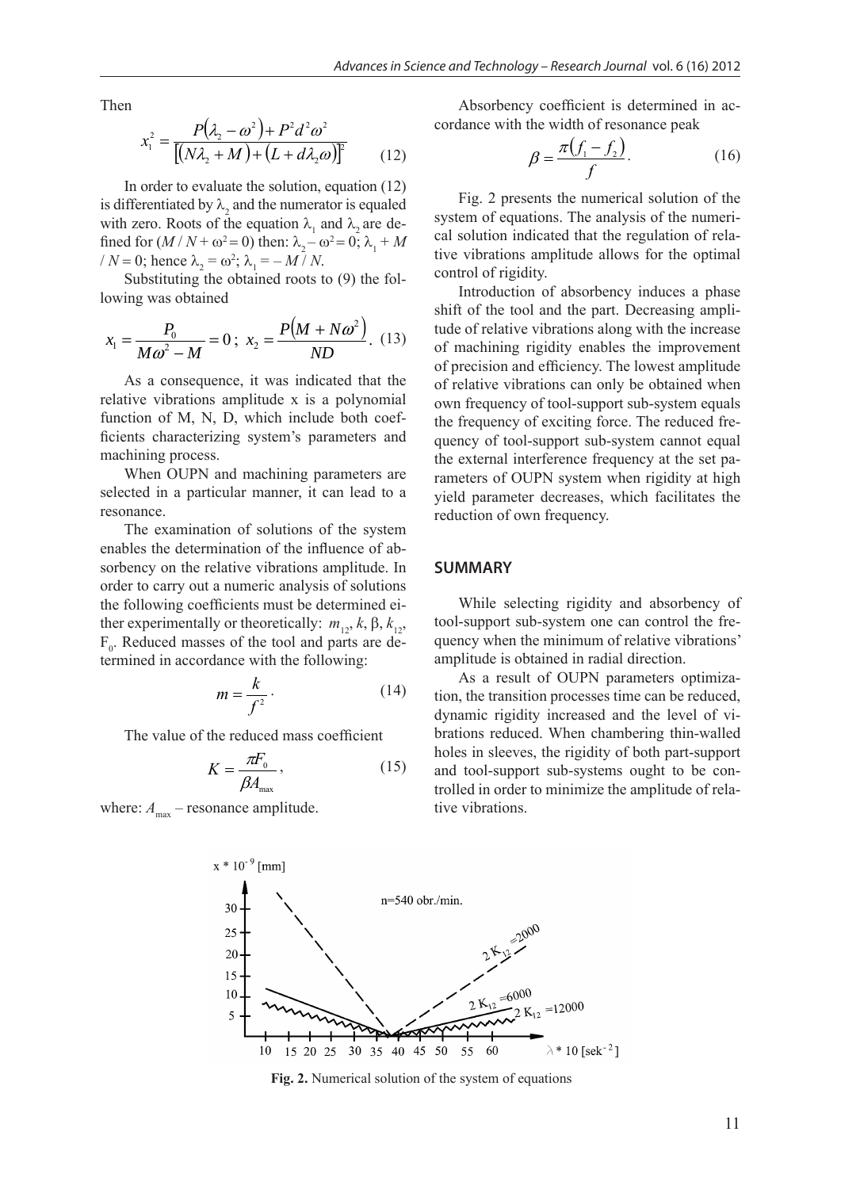Then

$$x_1^2 = \frac{P(\lambda_2 - \omega^2) + P^2 d^2 \omega^2}{[(N\lambda_2 + M) + (L + d\lambda_2\omega)]^2} \qquad (12)$$

In order to evaluate the solution, equation (12) is differentiated by $\lambda_2$ and the numerator is equaled with zero. Roots of the equation $\lambda_1$ and $\lambda_2$ are defined for $(M / N + \omega^2 = 0)$ then: $\lambda_2 - \omega^2 = 0$; $\lambda_1 + M / N = 0$; hence $\lambda_2 = \omega^2$; $\lambda_1 = -M / N$.

Substituting the obtained roots to (9) the following was obtained

$$x_1 = \frac{P_0}{M\omega^2 - M} = 0 \, ; \; x_2 = \frac{P(M + N\omega^2)}{ND}. \quad (13)$$

As a consequence, it was indicated that the relative vibrations amplitude x is a polynomial function of M, N, D, which include both coefficients characterizing system's parameters and machining process.

When OUPN and machining parameters are selected in a particular manner, it can lead to a resonance.

The examination of solutions of the system enables the determination of the influence of absorbency on the relative vibrations amplitude. In order to carry out a numeric analysis of solutions the following coefficients must be determined either experimentally or theoretically: $m_{12}, k, \beta, k_{12}$, $F_0$. Reduced masses of the tool and parts are determined in accordance with the following:

$$m = \frac{k}{f^2} \cdot \qquad (14)$$

The value of the reduced mass coefficient

$$K = \frac{\pi F_0}{\beta A_{max}}, \qquad (15)$$

where: $A_{max}$ – resonance amplitude.

Absorbency coefficient is determined in accordance with the width of resonance peak

$$\beta = \frac{\pi(f_1 - f_2)}{f}. \qquad (16)$$

Fig. 2 presents the numerical solution of the system of equations. The analysis of the numerical solution indicated that the regulation of relative vibrations amplitude allows for the optimal control of rigidity.

Introduction of absorbency induces a phase shift of the tool and the part. Decreasing amplitude of relative vibrations along with the increase of machining rigidity enables the improvement of precision and efficiency. The lowest amplitude of relative vibrations can only be obtained when own frequency of tool-support sub-system equals the frequency of exciting force. The reduced frequency of tool-support sub-system cannot equal the external interference frequency at the set parameters of OUPN system when rigidity at high yield parameter decreases, which facilitates the reduction of own frequency.

## SUMMARY

While selecting rigidity and absorbency of tool-support sub-system one can control the frequency when the minimum of relative vibrations' amplitude is obtained in radial direction.

As a result of OUPN parameters optimization, the transition processes time can be reduced, dynamic rigidity increased and the level of vibrations reduced. When chambering thin-walled holes in sleeves, the rigidity of both part-support and tool-support sub-systems ought to be controlled in order to minimize the amplitude of relative vibrations.

**Fig. 2.** Numerical solution of the system of equations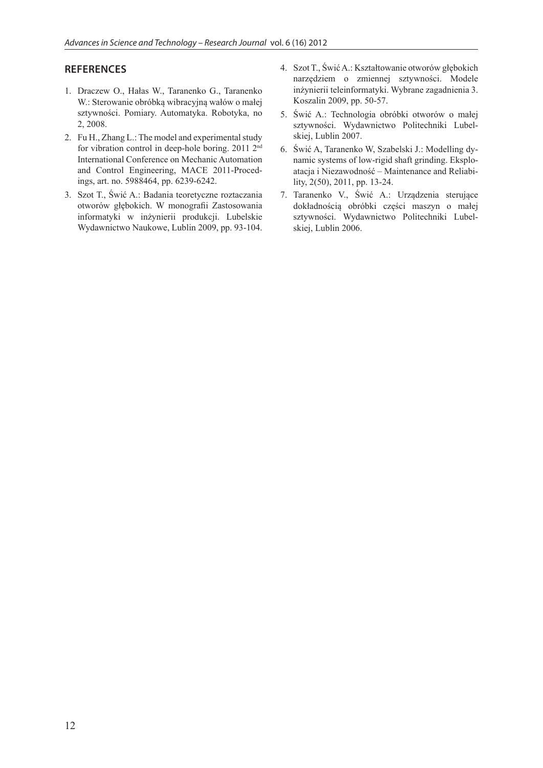## REFERENCES

1. Draczew O., Hałas W., Taranenko G., Taranenko W.: Sterowanie obróbką wibracyjną wałów o małej sztywności. Pomiary. Automatyka. Robotyka, no 2, 2008.
2. Fu H., Zhang L.: The model and experimental study for vibration control in deep-hole boring. 2011 2nd International Conference on Mechanic Automation and Control Engineering, MACE 2011-Procedings, art. no. 5988464, pp. 6239-6242.
3. Szot T., Świć A.: Badania teoretyczne roztaczania otworów głębokich. W monografii Zastosowania informatyki w inżynierii produkcji. Lubelskie Wydawnictwo Naukowe, Lublin 2009, pp. 93-104.
4. Szot T., Świć A.: Kształtowanie otworów głębokich narzędziem o zmiennej sztywności. Modele inżynierii teleinformatyki. Wybrane zagadnienia 3. Koszalin 2009, pp. 50-57.
5. Świć A.: Technologia obróbki otworów o małej sztywności. Wydawnictwo Politechniki Lubelskiej, Lublin 2007.
6. Świć A, Taranenko W, Szabelski J.: Modelling dynamic systems of low-rigid shaft grinding. Eksploatacja i Niezawodność – Maintenance and Reliability, 2(50), 2011, pp. 13-24.
7. Taranenko V., Świć A.: Urządzenia sterujące dokładnością obróbki części maszyn o małej sztywności. Wydawnictwo Politechniki Lubelskiej, Lublin 2006.